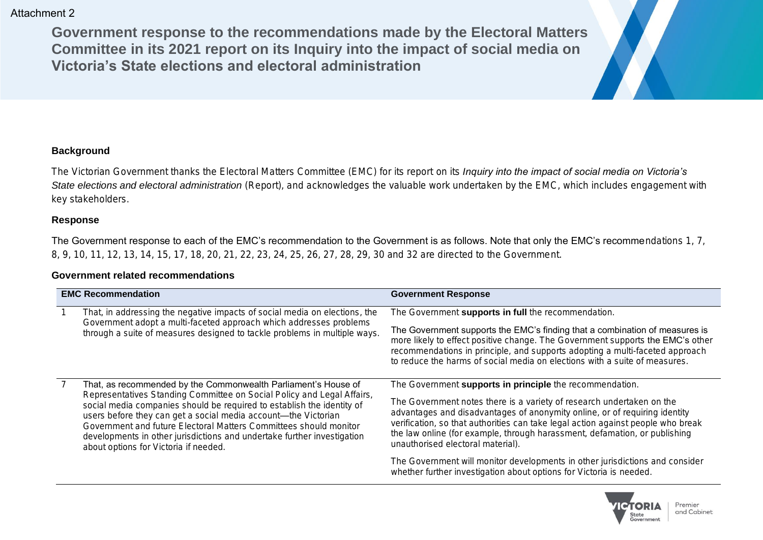Attachment 2

# Government response to the recommendations made by the Electoral Matters Committee in its 2021 report on its Inquiry into the impact of social media on Victoria's State elections and electoral administration

### Background

The Victorian Government thanks the Electoral Matters Committee (EMC) for its report on its *Inquiry into the impact of social media on Victoria's State elections and electoral administration* (Report), and acknowledges the valuable work undertaken by the EMC, which includes engagement with key stakeholders.

### Response

The Government response to each of the EMC's recommendation to the Government is as follows. Note that only the EMC's recommendations 1, 7, 8, 9, 10, 11, 12, 13, 14, 15, 17, 18, 20, 21, 22, 23, 24, 25, 26, 27, 28, 29, 30 and 32 are directed to the Government.

### Government related recommendations

| | EMC Recommendation | Government Response |
|---|---|---|
| 1 | That, in addressing the negative impacts of social media on elections, the Government adopt a multi-faceted approach which addresses problems through a suite of measures designed to tackle problems in multiple ways. | The Government **supports in full** the recommendation.<br><br>The Government supports the EMC's finding that a combination of measures is more likely to effect positive change. The Government supports the EMC's other recommendations in principle, and supports adopting a multi-faceted approach to reduce the harms of social media on elections with a suite of measures. |
| 7 | That, as recommended by the Commonwealth Parliament's House of Representatives Standing Committee on Social Policy and Legal Affairs, social media companies should be required to establish the identity of users before they can get a social media account—the Victorian Government and future Electoral Matters Committees should monitor developments in other jurisdictions and undertake further investigation about options for Victoria if needed. | The Government **supports in principle** the recommendation.<br><br>The Government notes there is a variety of research undertaken on the advantages and disadvantages of anonymity online, or of requiring identity verification, so that authorities can take legal action against people who break the law online (for example, through harassment, defamation, or publishing unauthorised electoral material).<br><br>The Government will monitor developments in other jurisdictions and consider whether further investigation about options for Victoria is needed. |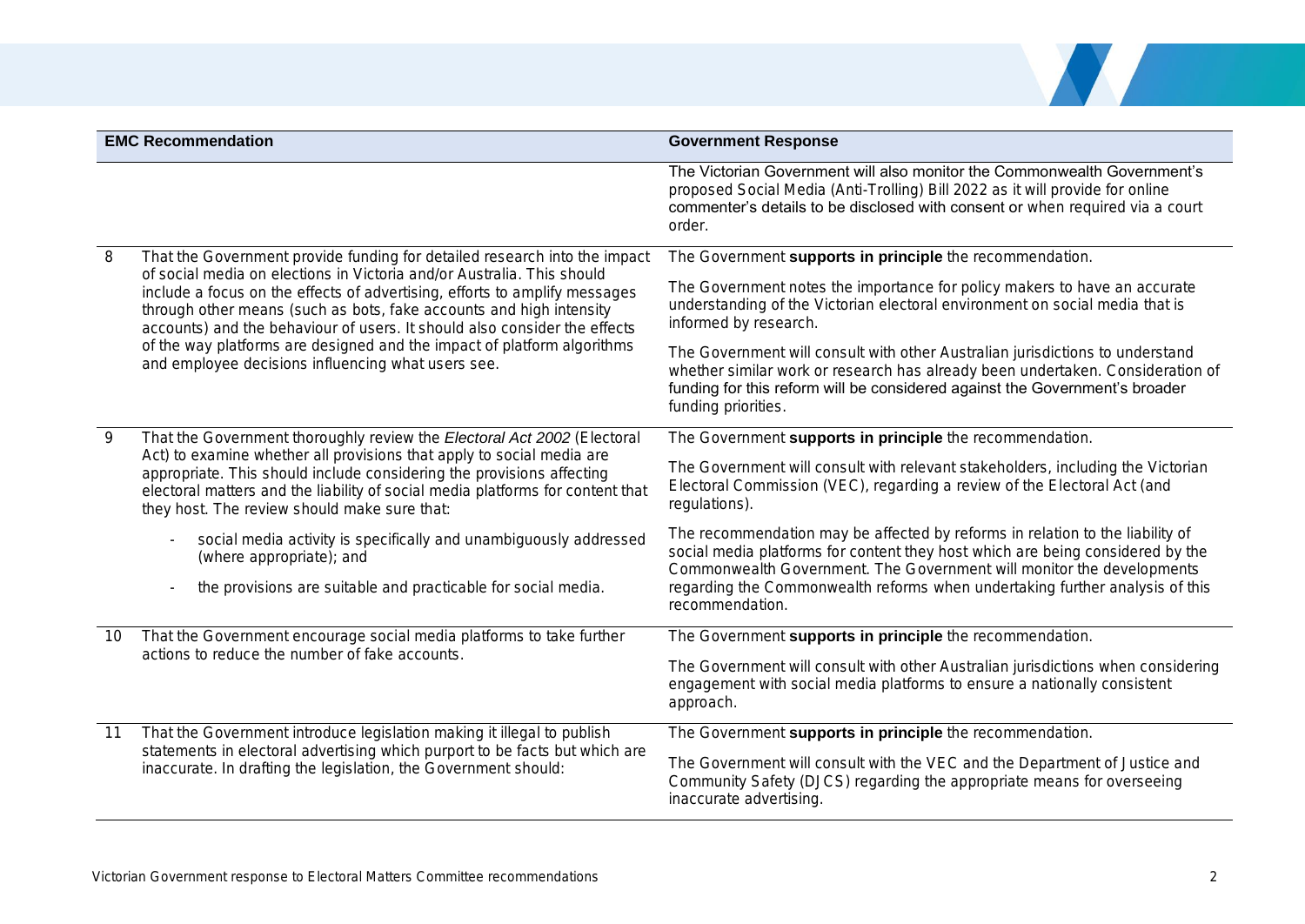| | EMC Recommendation | Government Response |
|---|---|---|
| | | The Victorian Government will also monitor the Commonwealth Government's proposed Social Media (Anti-Trolling) Bill 2022 as it will provide for online commenter's details to be disclosed with consent or when required via a court order. |
| 8 | That the Government provide funding for detailed research into the impact of social media on elections in Victoria and/or Australia. This should include a focus on the effects of advertising, efforts to amplify messages through other means (such as bots, fake accounts and high intensity accounts) and the behaviour of users. It should also consider the effects of the way platforms are designed and the impact of platform algorithms and employee decisions influencing what users see. | The Government **supports in principle** the recommendation.<br><br>The Government notes the importance for policy makers to have an accurate understanding of the Victorian electoral environment on social media that is informed by research.<br><br>The Government will consult with other Australian jurisdictions to understand whether similar work or research has already been undertaken. Consideration of funding for this reform will be considered against the Government's broader funding priorities. |
| 9 | That the Government thoroughly review the *Electoral Act 2002* (Electoral Act) to examine whether all provisions that apply to social media are appropriate. This should include considering the provisions affecting electoral matters and the liability of social media platforms for content that they host. The review should make sure that:<br><br>- social media activity is specifically and unambiguously addressed (where appropriate); and<br>- the provisions are suitable and practicable for social media. | The Government **supports in principle** the recommendation.<br><br>The Government will consult with relevant stakeholders, including the Victorian Electoral Commission (VEC), regarding a review of the Electoral Act (and regulations).<br><br>The recommendation may be affected by reforms in relation to the liability of social media platforms for content they host which are being considered by the Commonwealth Government. The Government will monitor the developments regarding the Commonwealth reforms when undertaking further analysis of this recommendation. |
| 10 | That the Government encourage social media platforms to take further actions to reduce the number of fake accounts. | The Government **supports in principle** the recommendation.<br><br>The Government will consult with other Australian jurisdictions when considering engagement with social media platforms to ensure a nationally consistent approach. |
| 11 | That the Government introduce legislation making it illegal to publish statements in electoral advertising which purport to be facts but which are inaccurate. In drafting the legislation, the Government should: | The Government **supports in principle** the recommendation.<br><br>The Government will consult with the VEC and the Department of Justice and Community Safety (DJCS) regarding the appropriate means for overseeing inaccurate advertising. |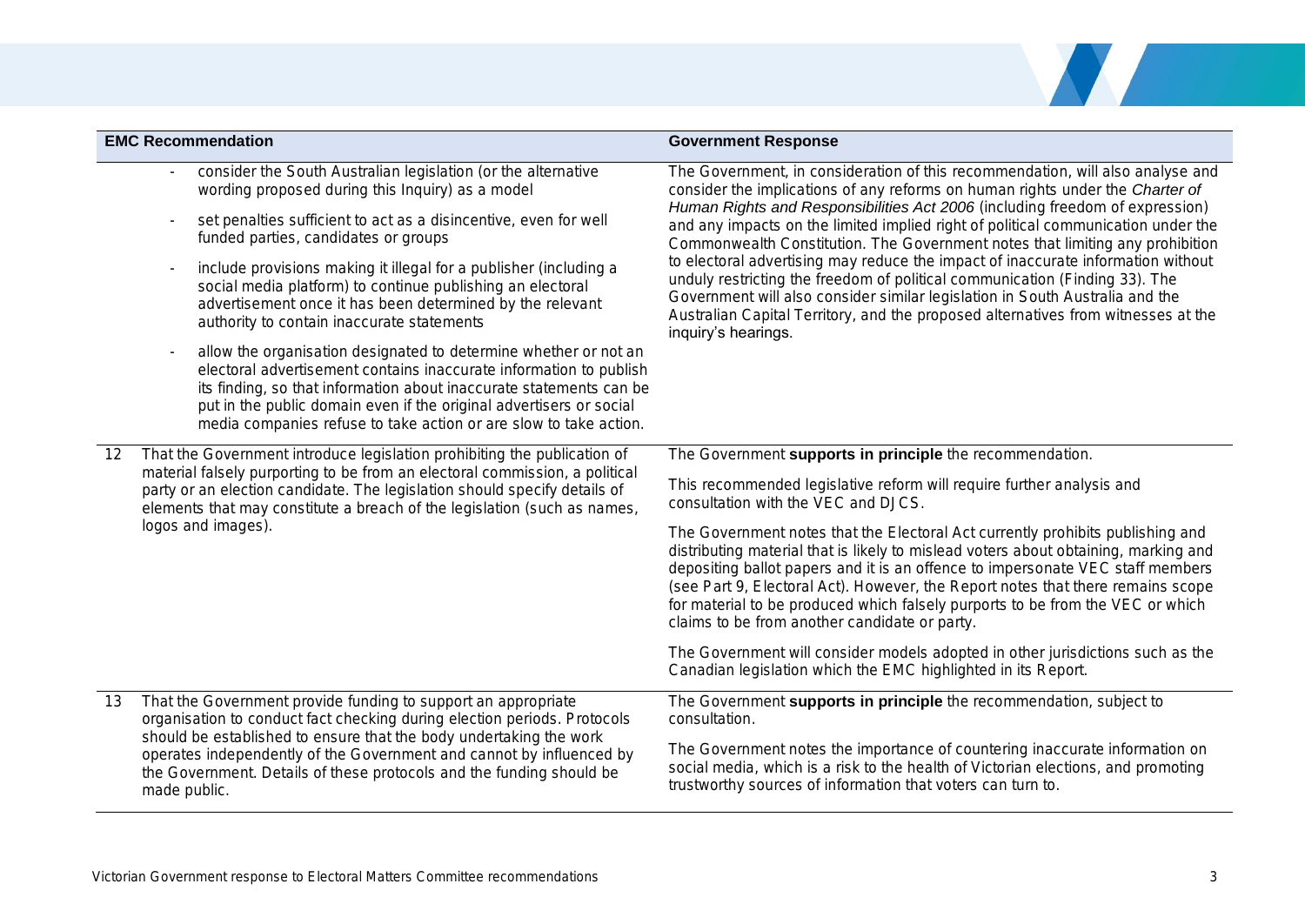| | EMC Recommendation | Government Response |
|---|---|---|
| | - consider the South Australian legislation (or the alternative wording proposed during this Inquiry) as a model<br>- set penalties sufficient to act as a disincentive, even for well funded parties, candidates or groups<br>- include provisions making it illegal for a publisher (including a social media platform) to continue publishing an electoral advertisement once it has been determined by the relevant authority to contain inaccurate statements<br>- allow the organisation designated to determine whether or not an electoral advertisement contains inaccurate information to publish its finding, so that information about inaccurate statements can be put in the public domain even if the original advertisers or social media companies refuse to take action or are slow to take action. | The Government, in consideration of this recommendation, will also analyse and consider the implications of any reforms on human rights under the *Charter of Human Rights and Responsibilities Act 2006* (including freedom of expression) and any impacts on the limited implied right of political communication under the Commonwealth Constitution. The Government notes that limiting any prohibition to electoral advertising may reduce the impact of inaccurate information without unduly restricting the freedom of political communication (Finding 33). The Government will also consider similar legislation in South Australia and the Australian Capital Territory, and the proposed alternatives from witnesses at the inquiry's hearings. |
| 12 | That the Government introduce legislation prohibiting the publication of material falsely purporting to be from an electoral commission, a political party or an election candidate. The legislation should specify details of elements that may constitute a breach of the legislation (such as names, logos and images). | The Government **supports in principle** the recommendation.<br><br>This recommended legislative reform will require further analysis and consultation with the VEC and DJCS.<br><br>The Government notes that the Electoral Act currently prohibits publishing and distributing material that is likely to mislead voters about obtaining, marking and depositing ballot papers and it is an offence to impersonate VEC staff members (see Part 9, Electoral Act). However, the Report notes that there remains scope for material to be produced which falsely purports to be from the VEC or which claims to be from another candidate or party.<br><br>The Government will consider models adopted in other jurisdictions such as the Canadian legislation which the EMC highlighted in its Report. |
| 13 | That the Government provide funding to support an appropriate organisation to conduct fact checking during election periods. Protocols should be established to ensure that the body undertaking the work operates independently of the Government and cannot by influenced by the Government. Details of these protocols and the funding should be made public. | The Government **supports in principle** the recommendation, subject to consultation.<br><br>The Government notes the importance of countering inaccurate information on social media, which is a risk to the health of Victorian elections, and promoting trustworthy sources of information that voters can turn to. |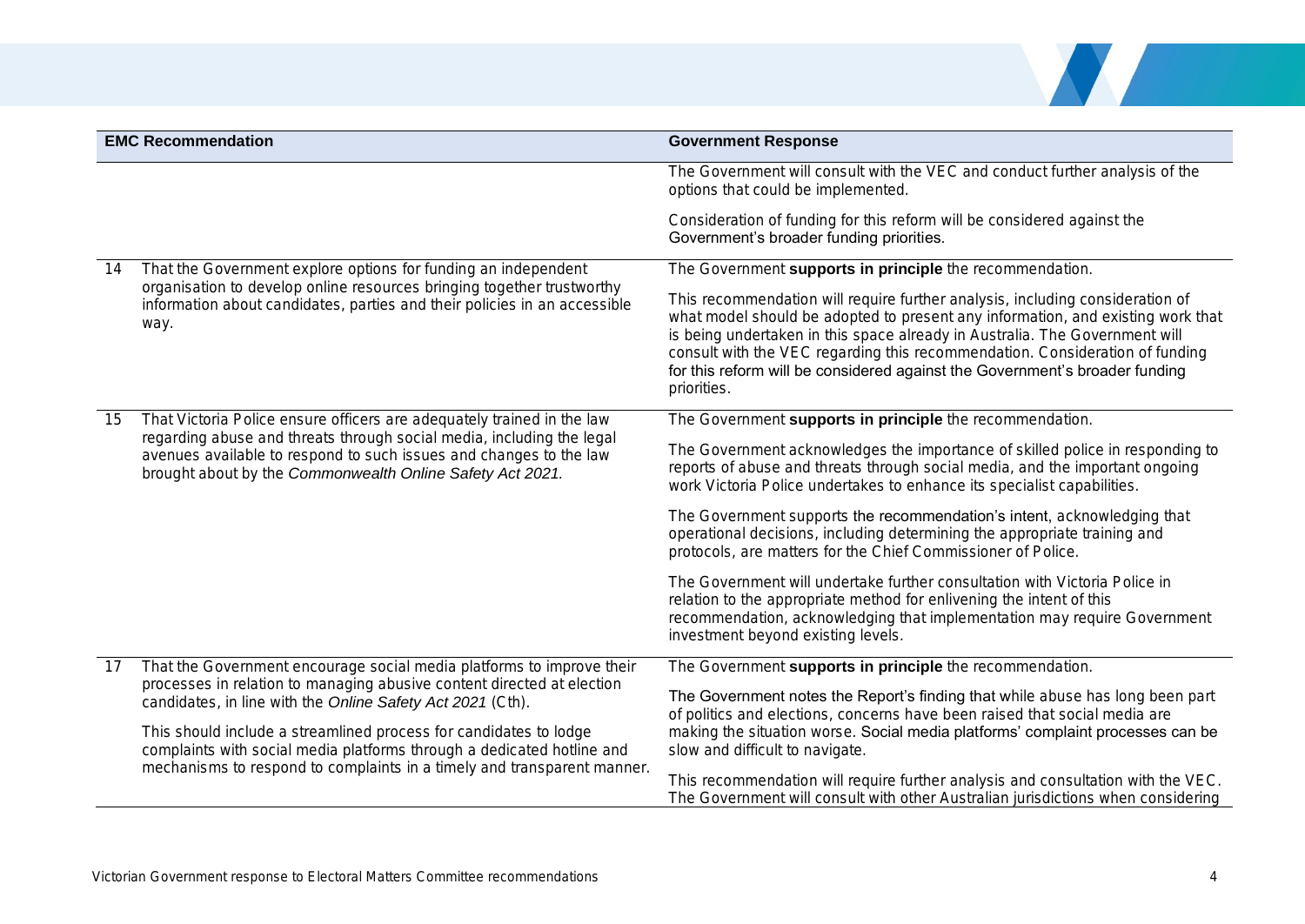| | EMC Recommendation | Government Response |
|---|---|---|
| | | The Government will consult with the VEC and conduct further analysis of the options that could be implemented.<br><br>Consideration of funding for this reform will be considered against the Government's broader funding priorities. |
| 14 | That the Government explore options for funding an independent organisation to develop online resources bringing together trustworthy information about candidates, parties and their policies in an accessible way. | The Government **supports in principle** the recommendation.<br><br>This recommendation will require further analysis, including consideration of what model should be adopted to present any information, and existing work that is being undertaken in this space already in Australia. The Government will consult with the VEC regarding this recommendation. Consideration of funding for this reform will be considered against the Government's broader funding priorities. |
| 15 | That Victoria Police ensure officers are adequately trained in the law regarding abuse and threats through social media, including the legal avenues available to respond to such issues and changes to the law brought about by the *Commonwealth Online Safety Act 2021.* | The Government **supports in principle** the recommendation.<br><br>The Government acknowledges the importance of skilled police in responding to reports of abuse and threats through social media, and the important ongoing work Victoria Police undertakes to enhance its specialist capabilities.<br><br>The Government supports the recommendation's intent, acknowledging that operational decisions, including determining the appropriate training and protocols, are matters for the Chief Commissioner of Police.<br><br>The Government will undertake further consultation with Victoria Police in relation to the appropriate method for enlivening the intent of this recommendation, acknowledging that implementation may require Government investment beyond existing levels. |
| 17 | That the Government encourage social media platforms to improve their processes in relation to managing abusive content directed at election candidates, in line with the *Online Safety Act 2021* (Cth).<br><br>This should include a streamlined process for candidates to lodge complaints with social media platforms through a dedicated hotline and mechanisms to respond to complaints in a timely and transparent manner. | The Government **supports in principle** the recommendation.<br><br>The Government notes the Report's finding that while abuse has long been part of politics and elections, concerns have been raised that social media are making the situation worse. Social media platforms' complaint processes can be slow and difficult to navigate.<br><br>This recommendation will require further analysis and consultation with the VEC. The Government will consult with other Australian jurisdictions when considering |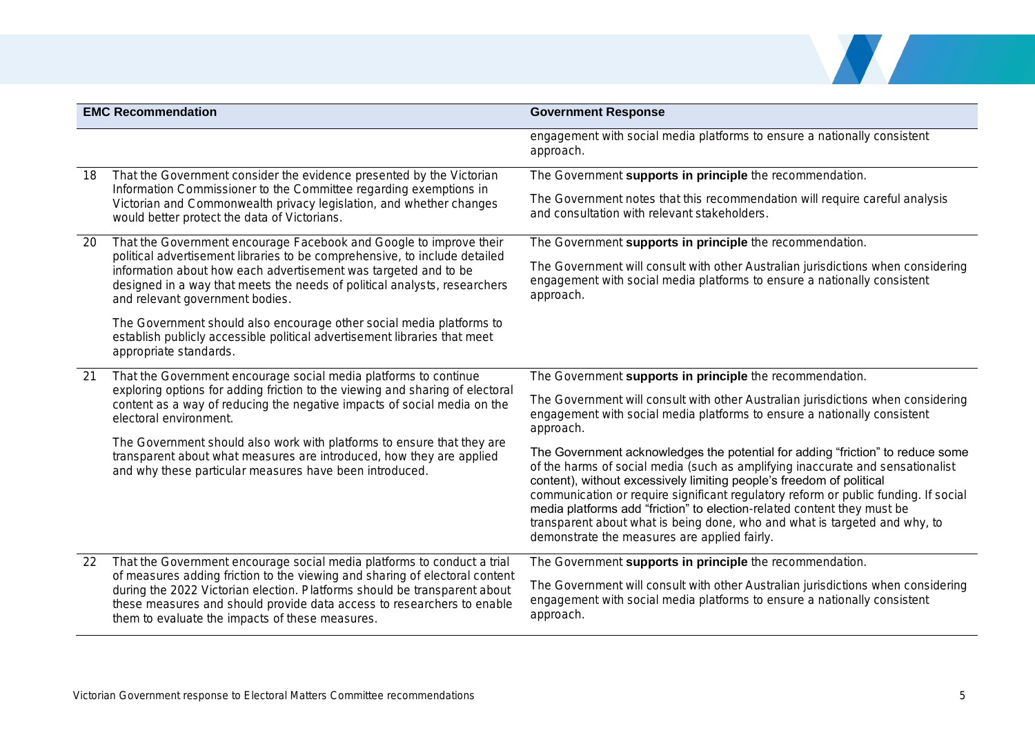| | EMC Recommendation | Government Response |
|---|---|---|
| | | engagement with social media platforms to ensure a nationally consistent approach. |
| 18 | That the Government consider the evidence presented by the Victorian Information Commissioner to the Committee regarding exemptions in Victorian and Commonwealth privacy legislation, and whether changes would better protect the data of Victorians. | The Government **supports in principle** the recommendation.<br><br>The Government notes that this recommendation will require careful analysis and consultation with relevant stakeholders. |
| 20 | That the Government encourage Facebook and Google to improve their political advertisement libraries to be comprehensive, to include detailed information about how each advertisement was targeted and to be designed in a way that meets the needs of political analysts, researchers and relevant government bodies.<br><br>The Government should also encourage other social media platforms to establish publicly accessible political advertisement libraries that meet appropriate standards. | The Government **supports in principle** the recommendation.<br><br>The Government will consult with other Australian jurisdictions when considering engagement with social media platforms to ensure a nationally consistent approach. |
| 21 | That the Government encourage social media platforms to continue exploring options for adding friction to the viewing and sharing of electoral content as a way of reducing the negative impacts of social media on the electoral environment.<br><br>The Government should also work with platforms to ensure that they are transparent about what measures are introduced, how they are applied and why these particular measures have been introduced. | The Government **supports in principle** the recommendation.<br><br>The Government will consult with other Australian jurisdictions when considering engagement with social media platforms to ensure a nationally consistent approach.<br><br>The Government acknowledges the potential for adding "friction" to reduce some of the harms of social media (such as amplifying inaccurate and sensationalist content), without excessively limiting people's freedom of political communication or require significant regulatory reform or public funding. If social media platforms add "friction" to election-related content they must be transparent about what is being done, who and what is targeted and why, to demonstrate the measures are applied fairly. |
| 22 | That the Government encourage social media platforms to conduct a trial of measures adding friction to the viewing and sharing of electoral content during the 2022 Victorian election. Platforms should be transparent about these measures and should provide data access to researchers to enable them to evaluate the impacts of these measures. | The Government **supports in principle** the recommendation.<br><br>The Government will consult with other Australian jurisdictions when considering engagement with social media platforms to ensure a nationally consistent approach. |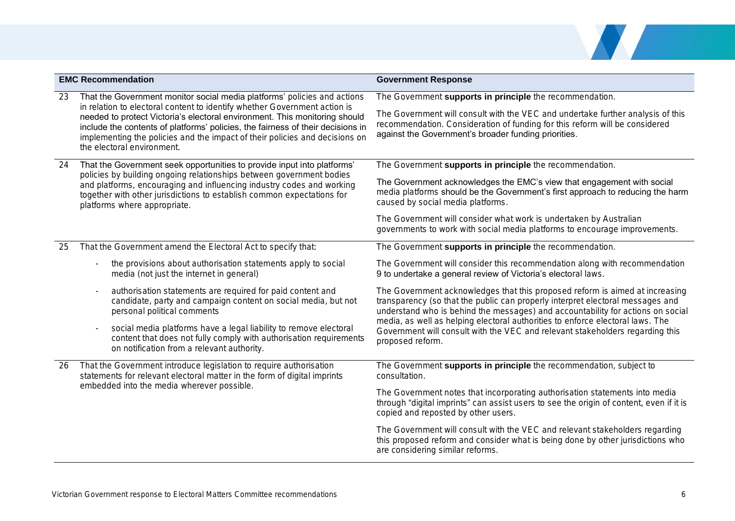| | EMC Recommendation | Government Response |
|---|---|---|
| 23 | That the Government monitor social media platforms' policies and actions in relation to electoral content to identify whether Government action is needed to protect Victoria's electoral environment. This monitoring should include the contents of platforms' policies, the fairness of their decisions in implementing the policies and the impact of their policies and decisions on the electoral environment. | The Government **supports in principle** the recommendation.<br><br>The Government will consult with the VEC and undertake further analysis of this recommendation. Consideration of funding for this reform will be considered against the Government's broader funding priorities. |
| 24 | That the Government seek opportunities to provide input into platforms' policies by building ongoing relationships between government bodies and platforms, encouraging and influencing industry codes and working together with other jurisdictions to establish common expectations for platforms where appropriate. | The Government **supports in principle** the recommendation.<br><br>The Government acknowledges the EMC's view that engagement with social media platforms should be the Government's first approach to reducing the harm caused by social media platforms.<br><br>The Government will consider what work is undertaken by Australian governments to work with social media platforms to encourage improvements. |
| 25 | That the Government amend the Electoral Act to specify that:<br><br>- the provisions about authorisation statements apply to social media (not just the internet in general)<br>- authorisation statements are required for paid content and candidate, party and campaign content on social media, but not personal political comments<br>- social media platforms have a legal liability to remove electoral content that does not fully comply with authorisation requirements on notification from a relevant authority. | The Government **supports in principle** the recommendation.<br><br>The Government will consider this recommendation along with recommendation 9 to undertake a general review of Victoria's electoral laws.<br><br>The Government acknowledges that this proposed reform is aimed at increasing transparency (so that the public can properly interpret electoral messages and understand who is behind the messages) and accountability for actions on social media, as well as helping electoral authorities to enforce electoral laws. The Government will consult with the VEC and relevant stakeholders regarding this proposed reform. |
| 26 | That the Government introduce legislation to require authorisation statements for relevant electoral matter in the form of digital imprints embedded into the media wherever possible. | The Government **supports in principle** the recommendation, subject to consultation.<br><br>The Government notes that incorporating authorisation statements into media through "digital imprints" can assist users to see the origin of content, even if it is copied and reposted by other users.<br><br>The Government will consult with the VEC and relevant stakeholders regarding this proposed reform and consider what is being done by other jurisdictions who are considering similar reforms. |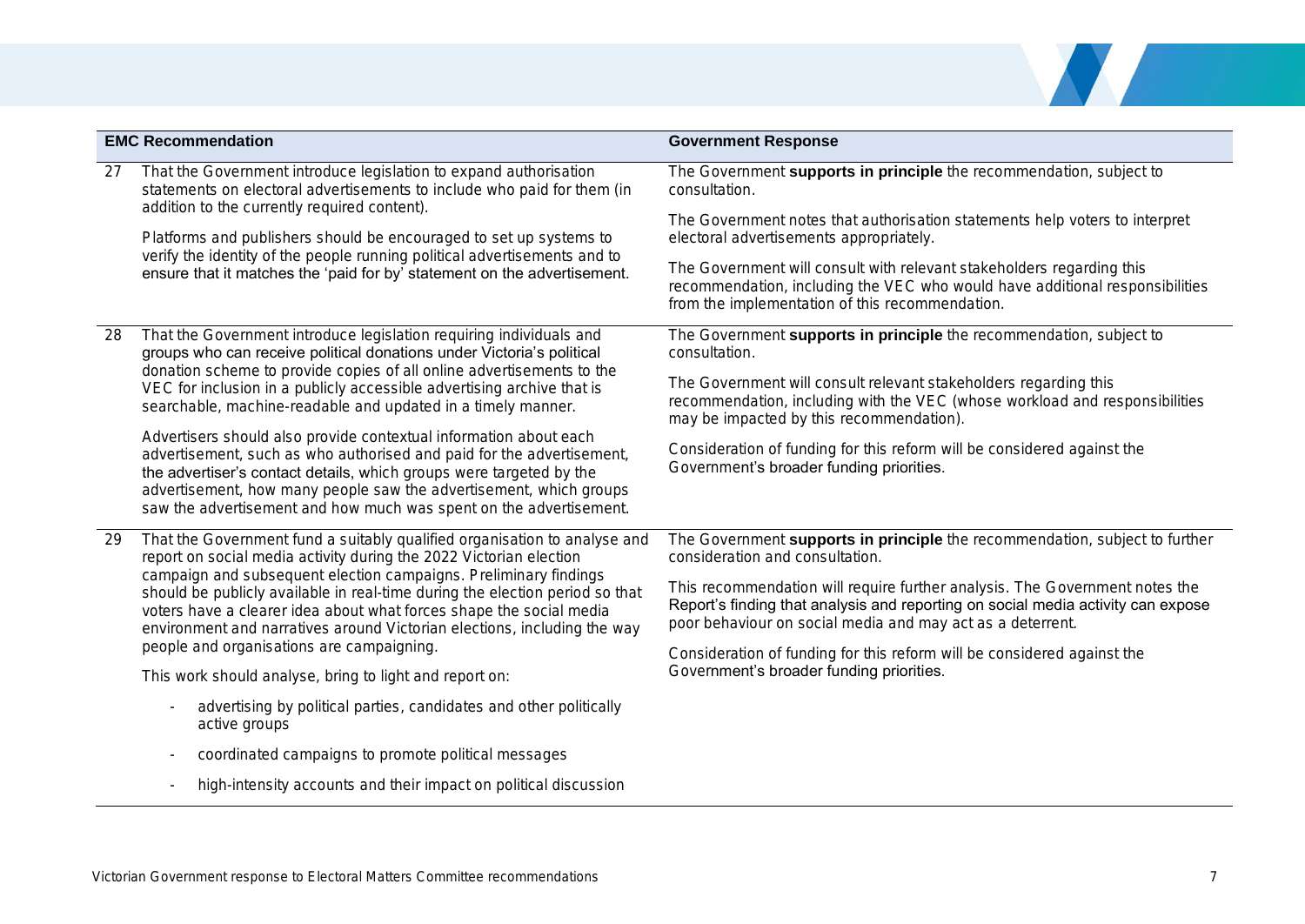| | EMC Recommendation | Government Response |
|---|---|---|
| 27 | That the Government introduce legislation to expand authorisation statements on electoral advertisements to include who paid for them (in addition to the currently required content).<br><br>Platforms and publishers should be encouraged to set up systems to verify the identity of the people running political advertisements and to ensure that it matches the 'paid for by' statement on the advertisement. | The Government **supports in principle** the recommendation, subject to consultation.<br><br>The Government notes that authorisation statements help voters to interpret electoral advertisements appropriately.<br><br>The Government will consult with relevant stakeholders regarding this recommendation, including the VEC who would have additional responsibilities from the implementation of this recommendation. |
| 28 | That the Government introduce legislation requiring individuals and groups who can receive political donations under Victoria's political donation scheme to provide copies of all online advertisements to the VEC for inclusion in a publicly accessible advertising archive that is searchable, machine-readable and updated in a timely manner.<br><br>Advertisers should also provide contextual information about each advertisement, such as who authorised and paid for the advertisement, the advertiser's contact details, which groups were targeted by the advertisement, how many people saw the advertisement, which groups saw the advertisement and how much was spent on the advertisement. | The Government **supports in principle** the recommendation, subject to consultation.<br><br>The Government will consult relevant stakeholders regarding this recommendation, including with the VEC (whose workload and responsibilities may be impacted by this recommendation).<br><br>Consideration of funding for this reform will be considered against the Government's broader funding priorities. |
| 29 | That the Government fund a suitably qualified organisation to analyse and report on social media activity during the 2022 Victorian election campaign and subsequent election campaigns. Preliminary findings should be publicly available in real-time during the election period so that voters have a clearer idea about what forces shape the social media environment and narratives around Victorian elections, including the way people and organisations are campaigning.<br><br>This work should analyse, bring to light and report on:<br><br>- advertising by political parties, candidates and other politically active groups<br>- coordinated campaigns to promote political messages<br>- high-intensity accounts and their impact on political discussion | The Government **supports in principle** the recommendation, subject to further consideration and consultation.<br><br>This recommendation will require further analysis. The Government notes the Report's finding that analysis and reporting on social media activity can expose poor behaviour on social media and may act as a deterrent.<br><br>Consideration of funding for this reform will be considered against the Government's broader funding priorities. |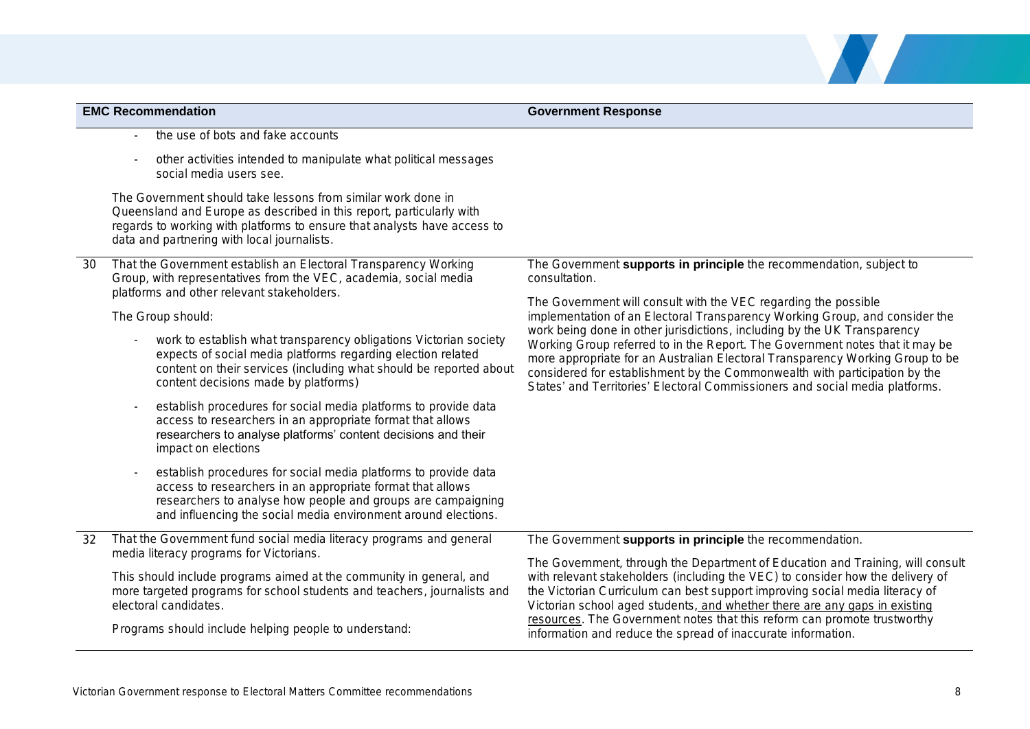| | EMC Recommendation | Government Response |
|---|---|---|
| | - the use of bots and fake accounts<br>- other activities intended to manipulate what political messages social media users see.<br><br>The Government should take lessons from similar work done in Queensland and Europe as described in this report, particularly with regards to working with platforms to ensure that analysts have access to data and partnering with local journalists. | |
| 30 | That the Government establish an Electoral Transparency Working Group, with representatives from the VEC, academia, social media platforms and other relevant stakeholders.<br><br>The Group should:<br>- work to establish what transparency obligations Victorian society expects of social media platforms regarding election related content on their services (including what should be reported about content decisions made by platforms)<br>- establish procedures for social media platforms to provide data access to researchers in an appropriate format that allows researchers to analyse platforms' content decisions and their impact on elections<br>- establish procedures for social media platforms to provide data access to researchers in an appropriate format that allows researchers to analyse how people and groups are campaigning and influencing the social media environment around elections. | The Government **supports in principle** the recommendation, subject to consultation.<br><br>The Government will consult with the VEC regarding the possible implementation of an Electoral Transparency Working Group, and consider the work being done in other jurisdictions, including by the UK Transparency Working Group referred to in the Report. The Government notes that it may be more appropriate for an Australian Electoral Transparency Working Group to be considered for establishment by the Commonwealth with participation by the States' and Territories' Electoral Commissioners and social media platforms. |
| 32 | That the Government fund social media literacy programs and general media literacy programs for Victorians.<br><br>This should include programs aimed at the community in general, and more targeted programs for school students and teachers, journalists and electoral candidates.<br><br>Programs should include helping people to understand: | The Government **supports in principle** the recommendation.<br><br>The Government, through the Department of Education and Training, will consult with relevant stakeholders (including the VEC) to consider how the delivery of the Victorian Curriculum can best support improving social media literacy of Victorian school aged students, and whether there are any gaps in existing resources. The Government notes that this reform can promote trustworthy information and reduce the spread of inaccurate information. |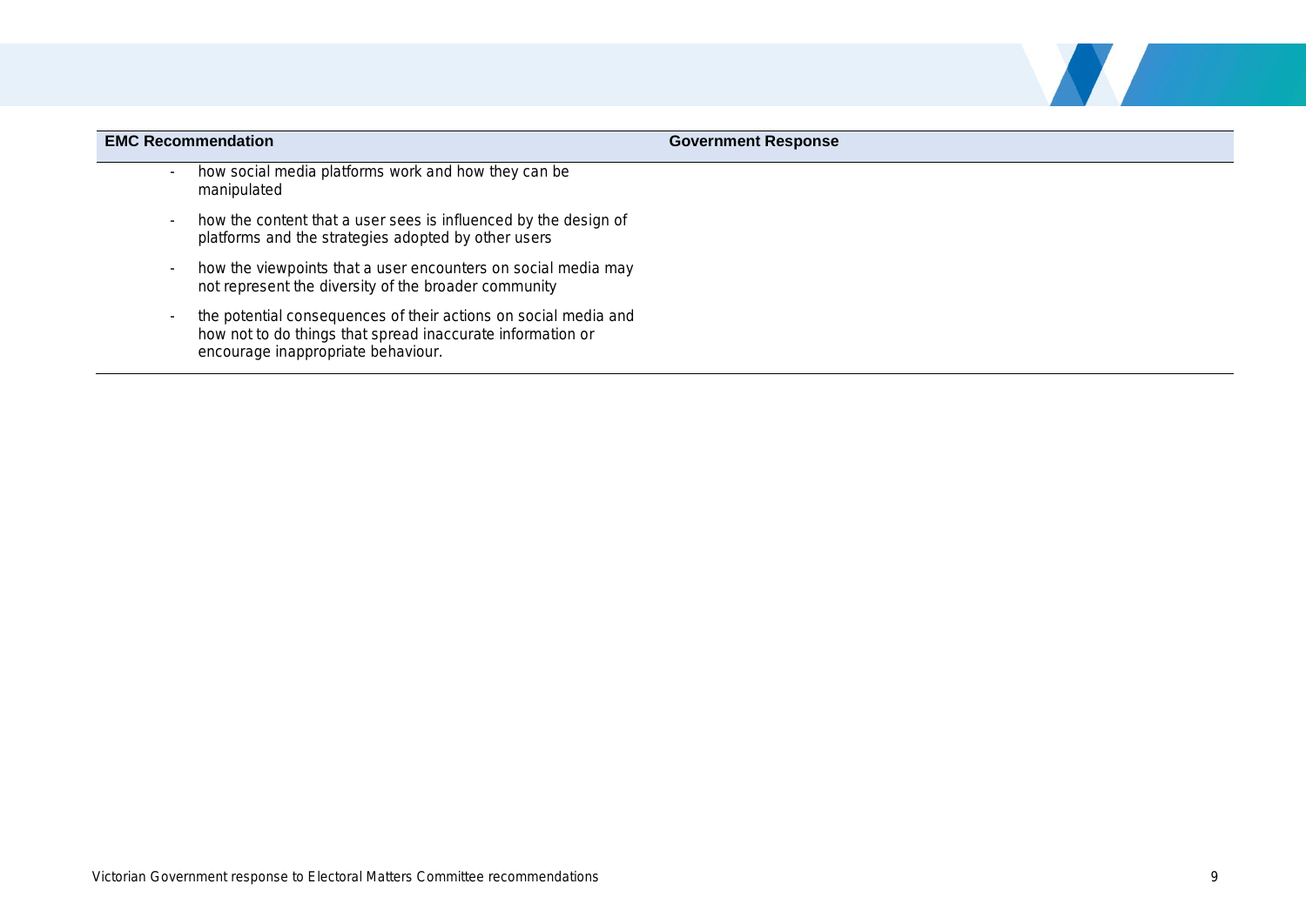| EMC Recommendation | Government Response |
| --- | --- |
| - how social media platforms work and how they can be manipulated<br>- how the content that a user sees is influenced by the design of platforms and the strategies adopted by other users<br>- how the viewpoints that a user encounters on social media may not represent the diversity of the broader community<br>- the potential consequences of their actions on social media and how not to do things that spread inaccurate information or encourage inappropriate behaviour. | |